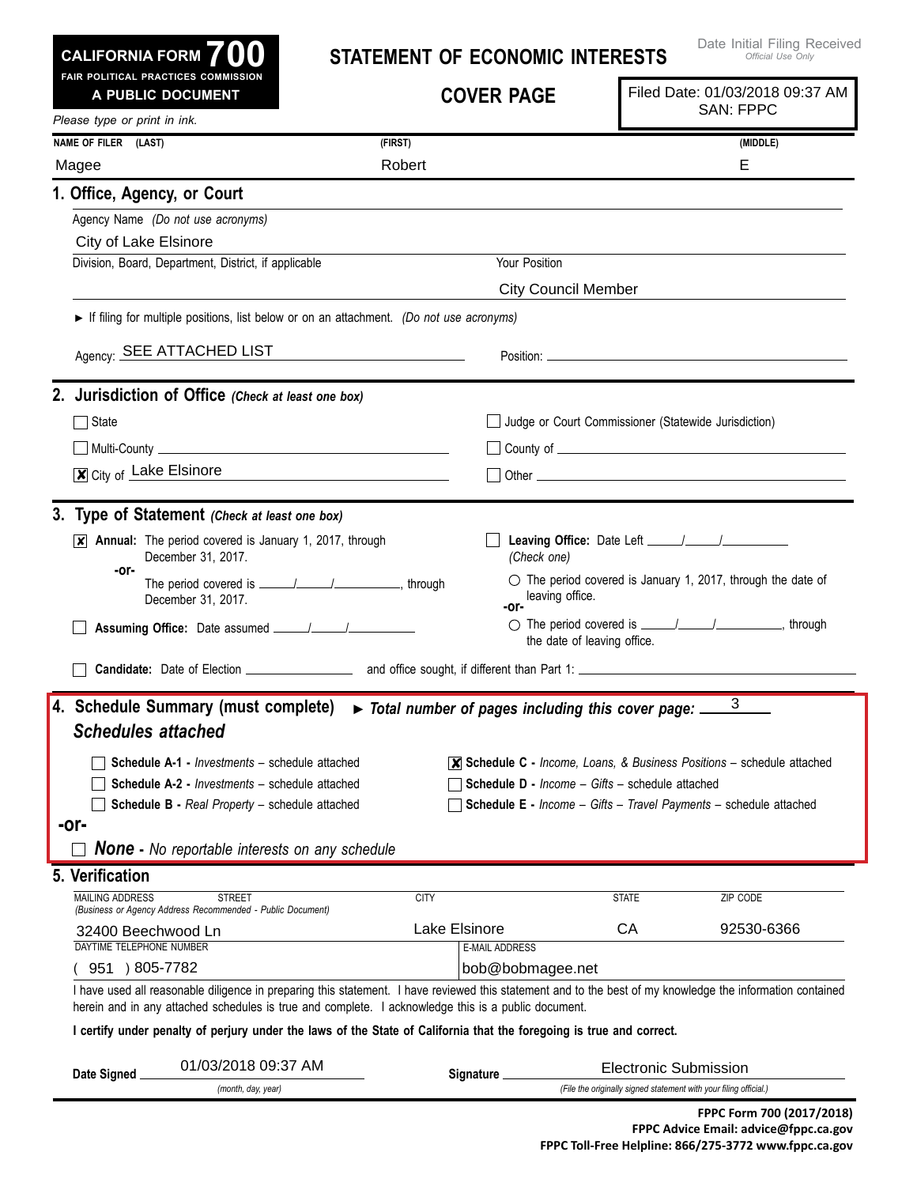**CALIFORNIA FORM 700**
**FAIR POLITICAL PRACTICES COMMISSION**
**A PUBLIC DOCUMENT**

# STATEMENT OF ECONOMIC INTERESTS

## COVER PAGE

Date Initial Filing Received
*Official Use Only*

Filed Date: 01/03/2018 09:37 AM
SAN: FPPC

*Please type or print in ink.*

| NAME OF FILER (LAST) | (FIRST) | (MIDDLE) |
|---|---|---|
| Magee | Robert | E |

## 1. Office, Agency, or Court

Agency Name *(Do not use acronyms)*

City of Lake Elsinore

Division, Board, Department, District, if applicable

Your Position: City Council Member

► If filing for multiple positions, list below or on an attachment. *(Do not use acronyms)*

Agency: SEE ATTACHED LIST

Position:

## 2. Jurisdiction of Office *(Check at least one box)*

- ☐ State
- ☐ Judge or Court Commissioner (Statewide Jurisdiction)
- ☐ Multi-County
- ☐ County of
- ☒ City of Lake Elsinore
- ☐ Other

## 3. Type of Statement *(Check at least one box)*

- ☒ **Annual:** The period covered is January 1, 2017, through December 31, 2017.
  **-or-**
  The period covered is \_\_\_\_/\_\_\_\_/\_\_\_\_\_\_, through December 31, 2017.
- ☐ **Assuming Office:** Date assumed \_\_\_\_/\_\_\_\_/\_\_\_\_\_\_
- ☐ **Leaving Office:** Date Left \_\_\_\_/\_\_\_\_/\_\_\_\_\_\_
  *(Check one)*
  - ○ The period covered is January 1, 2017, through the date of leaving office.
  **-or-**
  - ○ The period covered is \_\_\_\_/\_\_\_\_/\_\_\_\_\_\_, through the date of leaving office.
- ☐ **Candidate:** Date of Election \_\_\_\_\_\_\_\_ and office sought, if different than Part 1: \_\_\_\_\_\_\_\_

## 4. Schedule Summary (must complete) ► *Total number of pages including this cover page:* 3

### *Schedules attached*

- ☐ **Schedule A-1 -** *Investments* – schedule attached
- ☐ **Schedule A-2 -** *Investments* – schedule attached
- ☐ **Schedule B -** *Real Property* – schedule attached
- ☒ **Schedule C -** *Income, Loans, & Business Positions* – schedule attached
- ☐ **Schedule D -** *Income – Gifts* – schedule attached
- ☐ **Schedule E -** *Income – Gifts – Travel Payments* – schedule attached

**-or-**

- ☐ ***None*** **-** *No reportable interests on any schedule*

## 5. Verification

| MAILING ADDRESS STREET *(Business or Agency Address Recommended - Public Document)* | CITY | STATE | ZIP CODE |
|---|---|---|---|
| 32400 Beechwood Ln | Lake Elsinore | CA | 92530-6366 |

| DAYTIME TELEPHONE NUMBER | E-MAIL ADDRESS |
|---|---|
| ( 951 ) 805-7782 | bob@bobmagee.net |

I have used all reasonable diligence in preparing this statement. I have reviewed this statement and to the best of my knowledge the information contained herein and in any attached schedules is true and complete. I acknowledge this is a public document.

**I certify under penalty of perjury under the laws of the State of California that the foregoing is true and correct.**

**Date Signed** 01/03/2018 09:37 AM *(month, day, year)*

**Signature** Electronic Submission *(File the originally signed statement with your filing official.)*

**FPPC Form 700 (2017/2018)**
**FPPC Advice Email: advice@fppc.ca.gov**
**FPPC Toll-Free Helpline: 866/275-3772 www.fppc.ca.gov**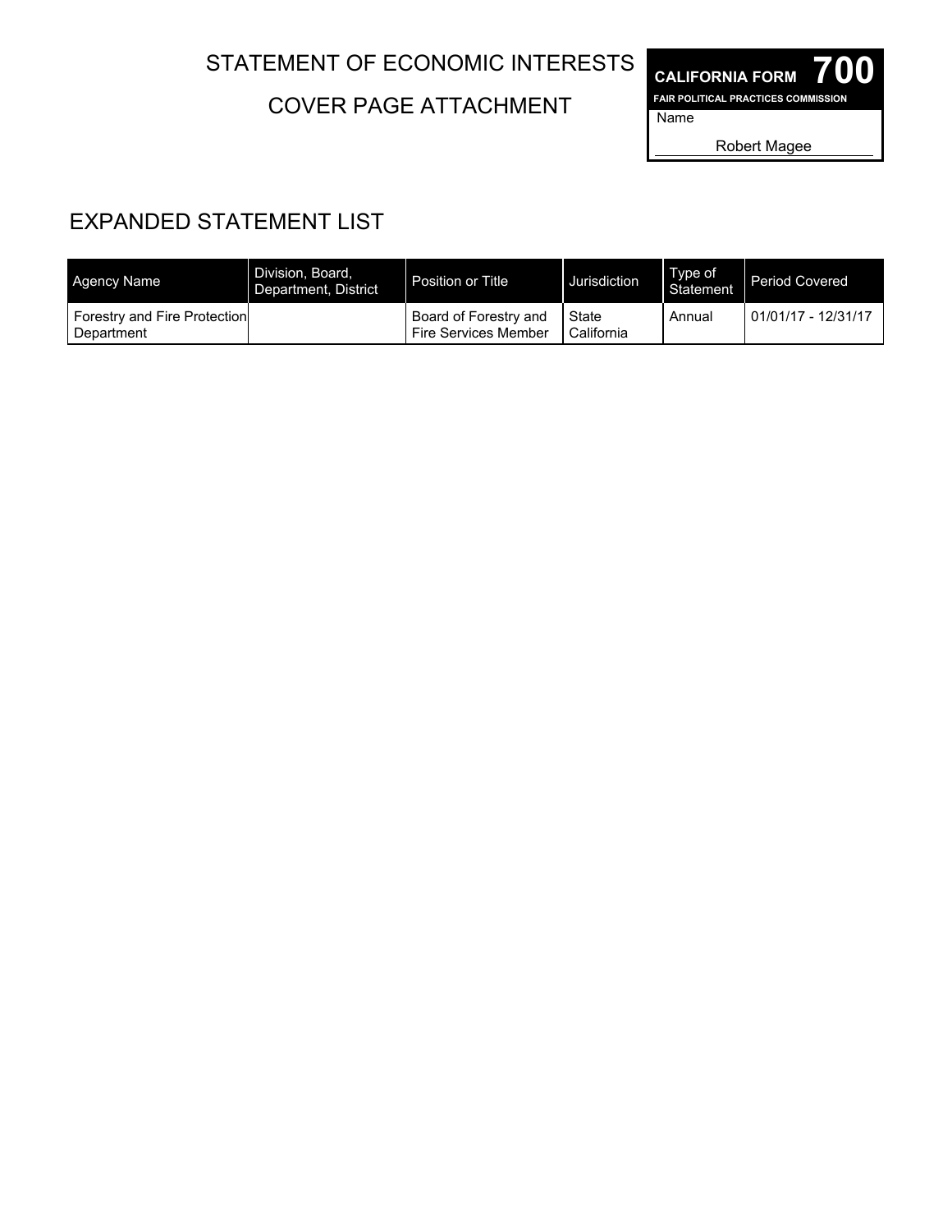# STATEMENT OF ECONOMIC INTERESTS

## COVER PAGE ATTACHMENT

**CALIFORNIA FORM 700**
**FAIR POLITICAL PRACTICES COMMISSION**

Name

Robert Magee

## EXPANDED STATEMENT LIST

| Agency Name | Division, Board, Department, District | Position or Title | Jurisdiction | Type of Statement | Period Covered |
|---|---|---|---|---|---|
| Forestry and Fire Protection Department | | Board of Forestry and Fire Services Member | State California | Annual | 01/01/17 - 12/31/17 |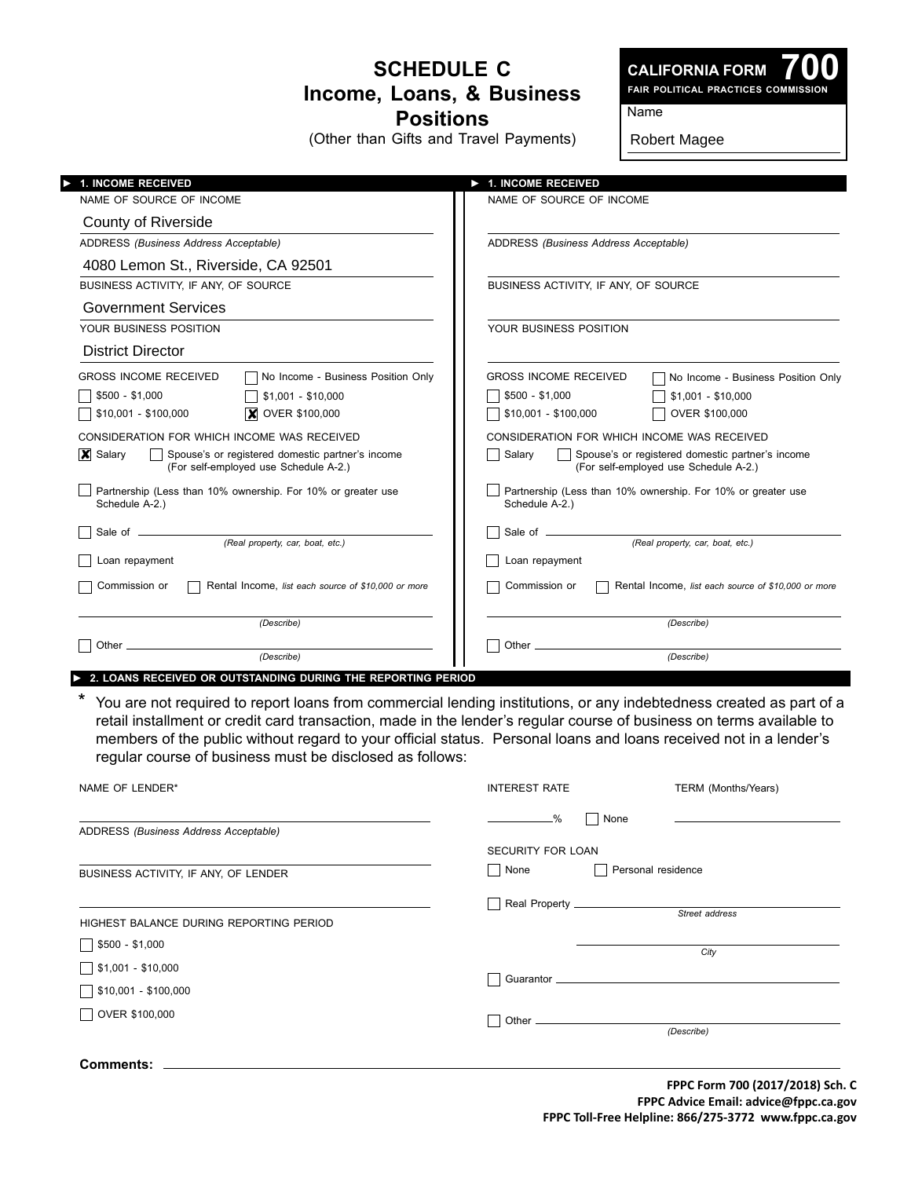# SCHEDULE C
## Income, Loans, & Business Positions
(Other than Gifts and Travel Payments)

**CALIFORNIA FORM 700**
FAIR POLITICAL PRACTICES COMMISSION

Name
Robert Magee

### ► 1. INCOME RECEIVED

NAME OF SOURCE OF INCOME
County of Riverside

ADDRESS *(Business Address Acceptable)*
4080 Lemon St., Riverside, CA 92501

BUSINESS ACTIVITY, IF ANY, OF SOURCE
Government Services

YOUR BUSINESS POSITION
District Director

GROSS INCOME RECEIVED
- [ ] No Income - Business Position Only
- [ ] $500 - $1,000
- [ ] $1,001 - $10,000
- [ ] $10,001 - $100,000
- [x] OVER $100,000

CONSIDERATION FOR WHICH INCOME WAS RECEIVED
- [x] Salary
- [ ] Spouse's or registered domestic partner's income (For self-employed use Schedule A-2.)
- [ ] Partnership (Less than 10% ownership. For 10% or greater use Schedule A-2.)
- [ ] Sale of ______ *(Real property, car, boat, etc.)*
- [ ] Loan repayment
- [ ] Commission or
- [ ] Rental Income, *list each source of $10,000 or more*

______ *(Describe)*

- [ ] Other ______ *(Describe)*

### ► 1. INCOME RECEIVED

NAME OF SOURCE OF INCOME

ADDRESS *(Business Address Acceptable)*

BUSINESS ACTIVITY, IF ANY, OF SOURCE

YOUR BUSINESS POSITION

GROSS INCOME RECEIVED
- [ ] No Income - Business Position Only
- [ ] $500 - $1,000
- [ ] $1,001 - $10,000
- [ ] $10,001 - $100,000
- [ ] OVER $100,000

CONSIDERATION FOR WHICH INCOME WAS RECEIVED
- [ ] Salary
- [ ] Spouse's or registered domestic partner's income (For self-employed use Schedule A-2.)
- [ ] Partnership (Less than 10% ownership. For 10% or greater use Schedule A-2.)
- [ ] Sale of ______ *(Real property, car, boat, etc.)*
- [ ] Loan repayment
- [ ] Commission or
- [ ] Rental Income, *list each source of $10,000 or more*

______ *(Describe)*

- [ ] Other ______ *(Describe)*

### ► 2. LOANS RECEIVED OR OUTSTANDING DURING THE REPORTING PERIOD

\* You are not required to report loans from commercial lending institutions, or any indebtedness created as part of a retail installment or credit card transaction, made in the lender's regular course of business on terms available to members of the public without regard to your official status. Personal loans and loans received not in a lender's regular course of business must be disclosed as follows:

NAME OF LENDER*

ADDRESS *(Business Address Acceptable)*

BUSINESS ACTIVITY, IF ANY, OF LENDER

HIGHEST BALANCE DURING REPORTING PERIOD
- [ ] $500 - $1,000
- [ ] $1,001 - $10,000
- [ ] $10,001 - $100,000
- [ ] OVER $100,000

INTEREST RATE ______% [ ] None

TERM (Months/Years)

SECURITY FOR LOAN
- [ ] None
- [ ] Personal residence
- [ ] Real Property ______ *Street address* ______ *City*
- [ ] Guarantor ______
- [ ] Other ______ *(Describe)*

**Comments:** ______

**FPPC Form 700 (2017/2018) Sch. C**
**FPPC Advice Email: advice@fppc.ca.gov**
**FPPC Toll-Free Helpline: 866/275-3772 www.fppc.ca.gov**